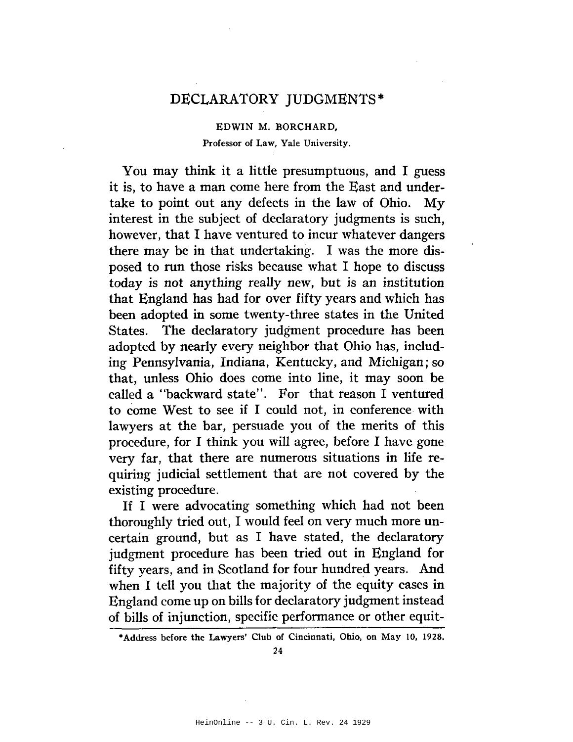# DECLARATORY JUDGMENTS*

EDWIN M. BORCHARD,
Professor of Law, Yale University.

You may think it a little presumptuous, and I guess it is, to have a man come here from the East and undertake to point out any defects in the law of Ohio. My interest in the subject of declaratory judgments is such, however, that I have ventured to incur whatever dangers there may be in that undertaking. I was the more disposed to run those risks because what I hope to discuss today is not anything really new, but is an institution that England has had for over fifty years and which has been adopted in some twenty-three states in the United States. The declaratory judgment procedure has been adopted by nearly every neighbor that Ohio has, including Pennsylvania, Indiana, Kentucky, and Michigan; so that, unless Ohio does come into line, it may soon be called a "backward state". For that reason I ventured to come West to see if I could not, in conference with lawyers at the bar, persuade you of the merits of this procedure, for I think you will agree, before I have gone very far, that there are numerous situations in life requiring judicial settlement that are not covered by the existing procedure.

If I were advocating something which had not been thoroughly tried out, I would feel on very much more uncertain ground, but as I have stated, the declaratory judgment procedure has been tried out in England for fifty years, and in Scotland for four hundred years. And when I tell you that the majority of the equity cases in England come up on bills for declaratory judgment instead of bills of injunction, specific performance or other equit-

*Address before the Lawyers' Club of Cincinnati, Ohio, on May 10, 1928.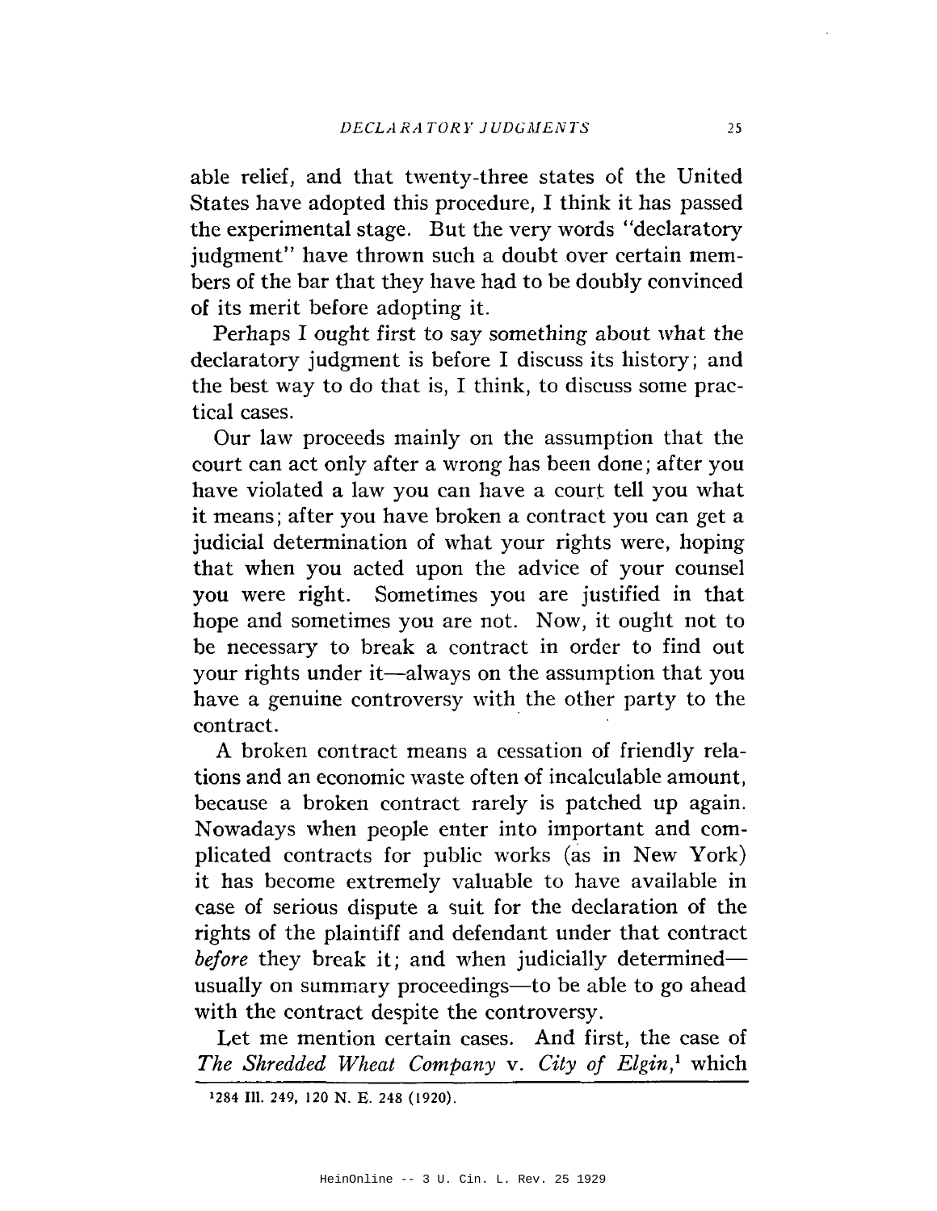able relief, and that twenty-three states of the United States have adopted this procedure, I think it has passed the experimental stage. But the very words "declaratory judgment" have thrown such a doubt over certain members of the bar that they have had to be doubly convinced of its merit before adopting it.

Perhaps I ought first to say something about what the declaratory judgment is before I discuss its history; and the best way to do that is, I think, to discuss some practical cases.

Our law proceeds mainly on the assumption that the court can act only after a wrong has been done; after you have violated a law you can have a court tell you what it means; after you have broken a contract you can get a judicial determination of what your rights were, hoping that when you acted upon the advice of your counsel you were right. Sometimes you are justified in that hope and sometimes you are not. Now, it ought not to be necessary to break a contract in order to find out your rights under it—always on the assumption that you have a genuine controversy with the other party to the contract.

A broken contract means a cessation of friendly relations and an economic waste often of incalculable amount, because a broken contract rarely is patched up again. Nowadays when people enter into important and complicated contracts for public works (as in New York) it has become extremely valuable to have available in case of serious dispute a suit for the declaration of the rights of the plaintiff and defendant under that contract *before* they break it; and when judicially determined—usually on summary proceedings—to be able to go ahead with the contract despite the controversy.

Let me mention certain cases. And first, the case of *The Shredded Wheat Company* v. *City of Elgin*,[1] which

[1] 284 Ill. 249, 120 N. E. 248 (1920).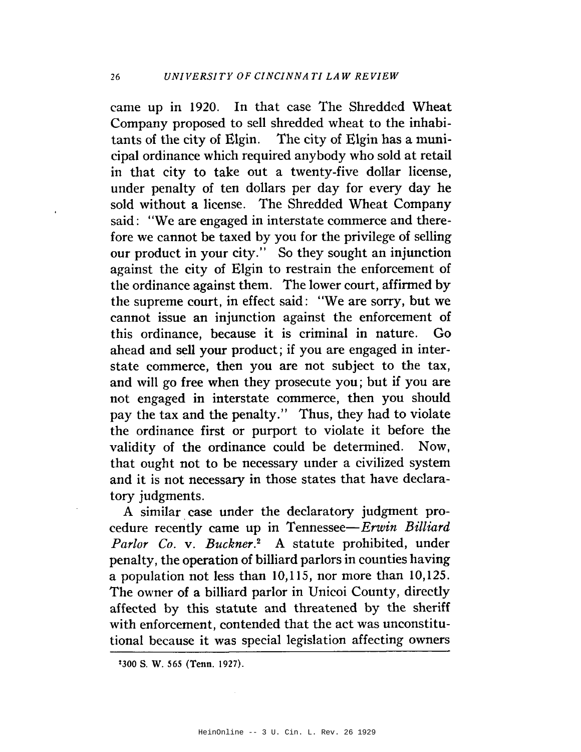came up in 1920. In that case The Shredded Wheat Company proposed to sell shredded wheat to the inhabitants of the city of Elgin. The city of Elgin has a municipal ordinance which required anybody who sold at retail in that city to take out a twenty-five dollar license, under penalty of ten dollars per day for every day he sold without a license. The Shredded Wheat Company said: "We are engaged in interstate commerce and therefore we cannot be taxed by you for the privilege of selling our product in your city." So they sought an injunction against the city of Elgin to restrain the enforcement of the ordinance against them. The lower court, affirmed by the supreme court, in effect said: "We are sorry, but we cannot issue an injunction against the enforcement of this ordinance, because it is criminal in nature. Go ahead and sell your product; if you are engaged in interstate commerce, then you are not subject to the tax, and will go free when they prosecute you; but if you are not engaged in interstate commerce, then you should pay the tax and the penalty." Thus, they had to violate the ordinance first or purport to violate it before the validity of the ordinance could be determined. Now, that ought not to be necessary under a civilized system and it is not necessary in those states that have declaratory judgments.

A similar case under the declaratory judgment procedure recently came up in Tennessee—*Erwin Billiard Parlor Co.* v. *Buckner.*[2] A statute prohibited, under penalty, the operation of billiard parlors in counties having a population not less than 10,115, nor more than 10,125. The owner of a billiard parlor in Unicoi County, directly affected by this statute and threatened by the sheriff with enforcement, contended that the act was unconstitutional because it was special legislation affecting owners

---

[2]300 S. W. 565 (Tenn. 1927).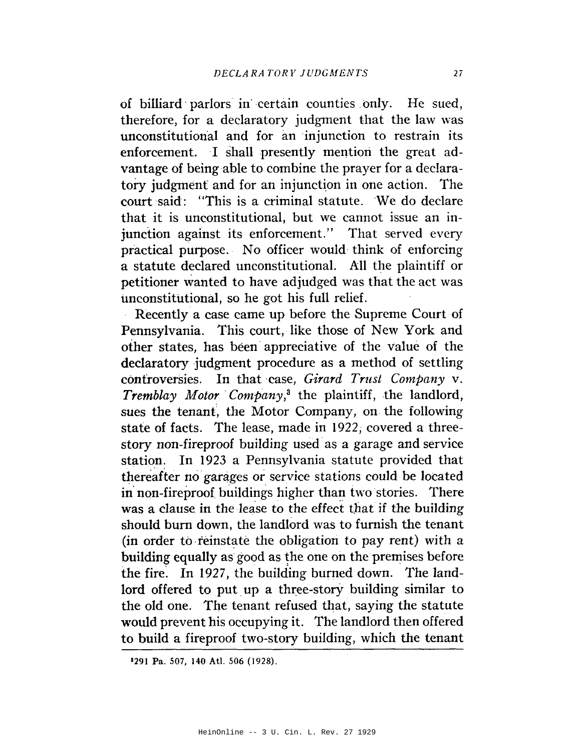of billiard parlors in certain counties only. He sued, therefore, for a declaratory judgment that the law was unconstitutional and for an injunction to restrain its enforcement. I shall presently mention the great advantage of being able to combine the prayer for a declaratory judgment and for an injunction in one action. The court said: "This is a criminal statute. We do declare that it is unconstitutional, but we cannot issue an injunction against its enforcement." That served every practical purpose. No officer would think of enforcing a statute declared unconstitutional. All the plaintiff or petitioner wanted to have adjudged was that the act was unconstitutional, so he got his full relief.

Recently a case came up before the Supreme Court of Pennsylvania. This court, like those of New York and other states, has been appreciative of the value of the declaratory judgment procedure as a method of settling controversies. In that case, *Girard Trust Company* v. *Tremblay Motor Company*,[3] the plaintiff, the landlord, sues the tenant, the Motor Company, on the following state of facts. The lease, made in 1922, covered a three-story non-fireproof building used as a garage and service station. In 1923 a Pennsylvania statute provided that thereafter no garages or service stations could be located in non-fireproof buildings higher than two stories. There was a clause in the lease to the effect that if the building should burn down, the landlord was to furnish the tenant (in order to reinstate the obligation to pay rent) with a building equally as good as the one on the premises before the fire. In 1927, the building burned down. The landlord offered to put up a three-story building similar to the old one. The tenant refused that, saying the statute would prevent his occupying it. The landlord then offered to build a fireproof two-story building, which the tenant

[3] 291 Pa. 507, 140 Atl. 506 (1928).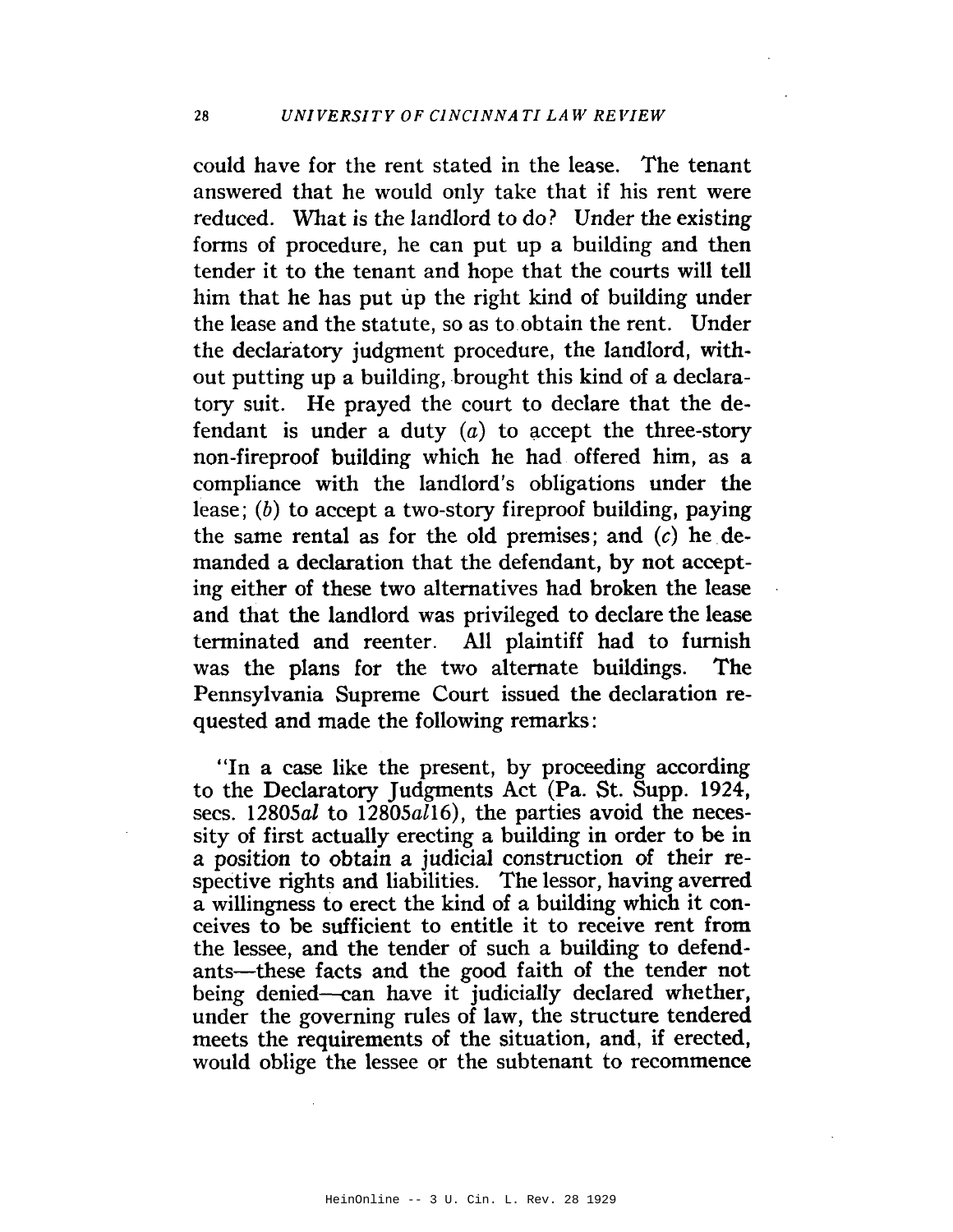could have for the rent stated in the lease. The tenant answered that he would only take that if his rent were reduced. What is the landlord to do? Under the existing forms of procedure, he can put up a building and then tender it to the tenant and hope that the courts will tell him that he has put up the right kind of building under the lease and the statute, so as to obtain the rent. Under the declaratory judgment procedure, the landlord, without putting up a building, brought this kind of a declaratory suit. He prayed the court to declare that the defendant is under a duty (*a*) to accept the three-story non-fireproof building which he had offered him, as a compliance with the landlord's obligations under the lease; (*b*) to accept a two-story fireproof building, paying the same rental as for the old premises; and (*c*) he demanded a declaration that the defendant, by not accepting either of these two alternatives had broken the lease and that the landlord was privileged to declare the lease terminated and reenter. All plaintiff had to furnish was the plans for the two alternate buildings. The Pennsylvania Supreme Court issued the declaration requested and made the following remarks:

"In a case like the present, by proceeding according to the Declaratory Judgments Act (Pa. St. Supp. 1924, secs. 12805*al* to 12805*al*16), the parties avoid the necessity of first actually erecting a building in order to be in a position to obtain a judicial construction of their respective rights and liabilities. The lessor, having averred a willingness to erect the kind of a building which it conceives to be sufficient to entitle it to receive rent from the lessee, and the tender of such a building to defendants—these facts and the good faith of the tender not being denied—can have it judicially declared whether, under the governing rules of law, the structure tendered meets the requirements of the situation, and, if erected, would oblige the lessee or the subtenant to recommence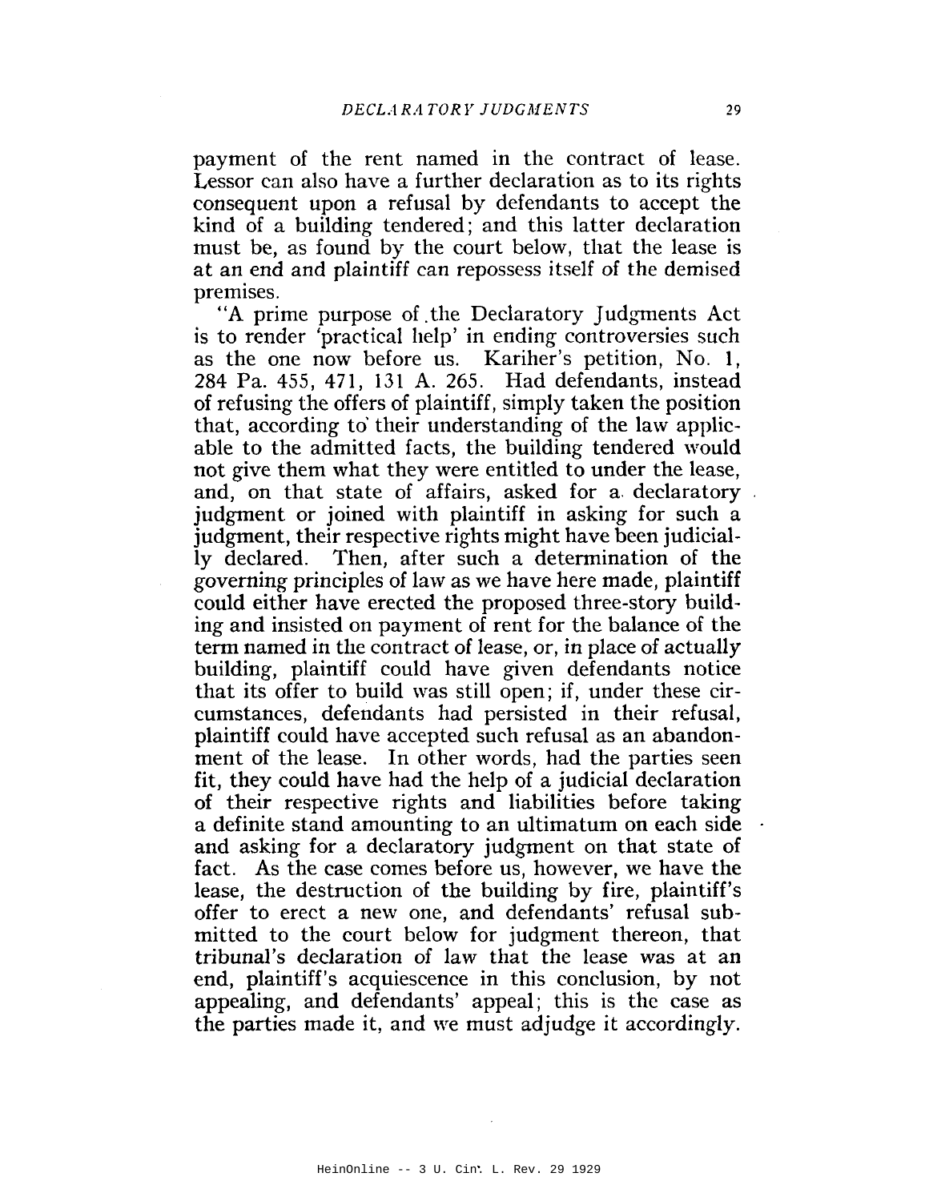payment of the rent named in the contract of lease. Lessor can also have a further declaration as to its rights consequent upon a refusal by defendants to accept the kind of a building tendered; and this latter declaration must be, as found by the court below, that the lease is at an end and plaintiff can repossess itself of the demised premises.

"A prime purpose of the Declaratory Judgments Act is to render 'practical help' in ending controversies such as the one now before us. Kariher's petition, No. 1, 284 Pa. 455, 471, 131 A. 265. Had defendants, instead of refusing the offers of plaintiff, simply taken the position that, according to their understanding of the law applicable to the admitted facts, the building tendered would not give them what they were entitled to under the lease, and, on that state of affairs, asked for a declaratory judgment or joined with plaintiff in asking for such a judgment, their respective rights might have been judicially declared. Then, after such a determination of the governing principles of law as we have here made, plaintiff could either have erected the proposed three-story building and insisted on payment of rent for the balance of the term named in the contract of lease, or, in place of actually building, plaintiff could have given defendants notice that its offer to build was still open; if, under these circumstances, defendants had persisted in their refusal, plaintiff could have accepted such refusal as an abandonment of the lease. In other words, had the parties seen fit, they could have had the help of a judicial declaration of their respective rights and liabilities before taking a definite stand amounting to an ultimatum on each side and asking for a declaratory judgment on that state of fact. As the case comes before us, however, we have the lease, the destruction of the building by fire, plaintiff's offer to erect a new one, and defendants' refusal submitted to the court below for judgment thereon, that tribunal's declaration of law that the lease was at an end, plaintiff's acquiescence in this conclusion, by not appealing, and defendants' appeal; this is the case as the parties made it, and we must adjudge it accordingly.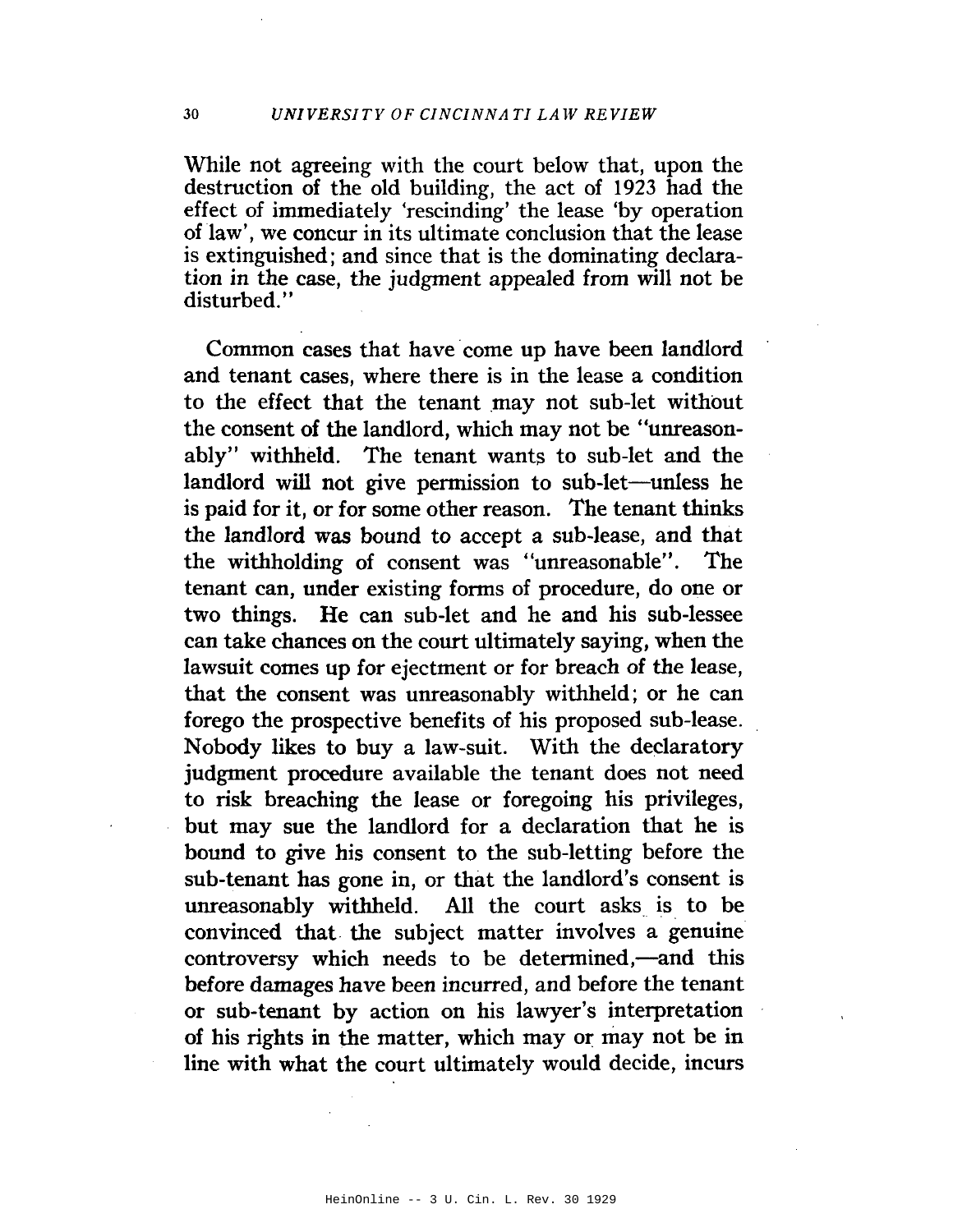While not agreeing with the court below that, upon the destruction of the old building, the act of 1923 had the effect of immediately 'rescinding' the lease 'by operation of law', we concur in its ultimate conclusion that the lease is extinguished; and since that is the dominating declaration in the case, the judgment appealed from will not be disturbed."

Common cases that have come up have been landlord and tenant cases, where there is in the lease a condition to the effect that the tenant may not sub-let without the consent of the landlord, which may not be "unreasonably" withheld. The tenant wants to sub-let and the landlord will not give permission to sub-let—unless he is paid for it, or for some other reason. The tenant thinks the landlord was bound to accept a sub-lease, and that the withholding of consent was "unreasonable". The tenant can, under existing forms of procedure, do one or two things. He can sub-let and he and his sub-lessee can take chances on the court ultimately saying, when the lawsuit comes up for ejectment or for breach of the lease, that the consent was unreasonably withheld; or he can forego the prospective benefits of his proposed sub-lease. Nobody likes to buy a law-suit. With the declaratory judgment procedure available the tenant does not need to risk breaching the lease or foregoing his privileges, but may sue the landlord for a declaration that he is bound to give his consent to the sub-letting before the sub-tenant has gone in, or that the landlord's consent is unreasonably withheld. All the court asks is to be convinced that the subject matter involves a genuine controversy which needs to be determined,—and this before damages have been incurred, and before the tenant or sub-tenant by action on his lawyer's interpretation of his rights in the matter, which may or may not be in line with what the court ultimately would decide, incurs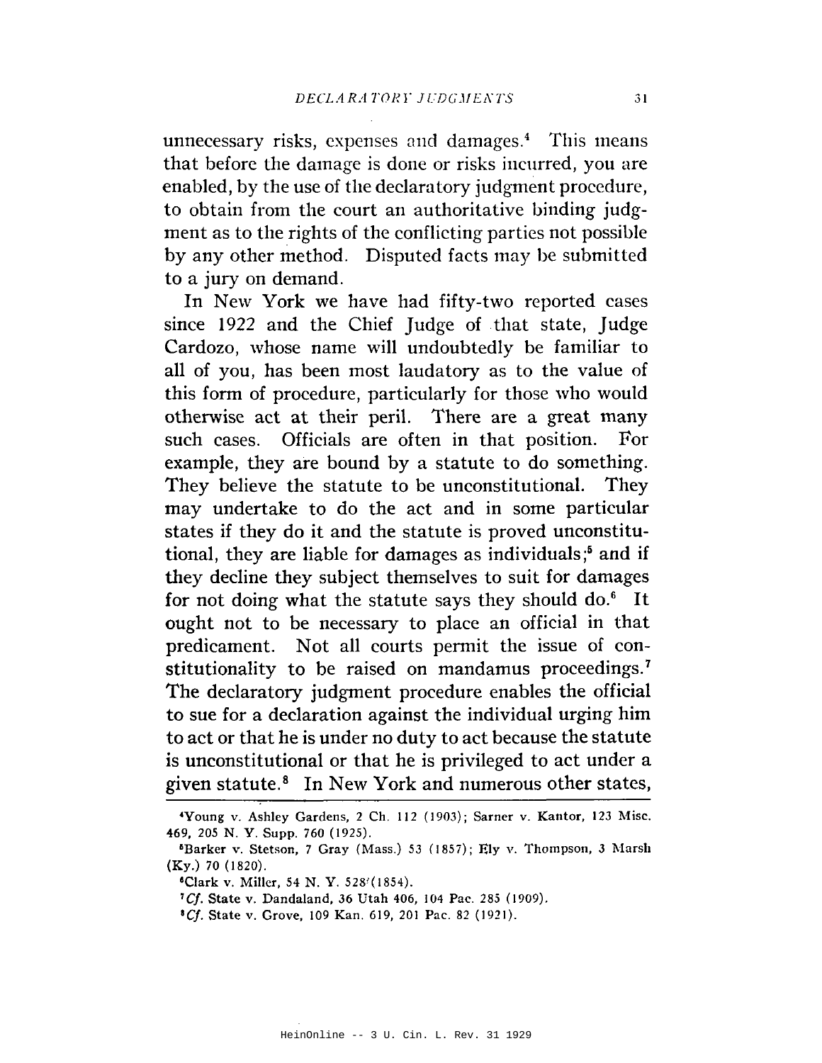unnecessary risks, expenses and damages.[4] This means that before the damage is done or risks incurred, you are enabled, by the use of the declaratory judgment procedure, to obtain from the court an authoritative binding judgment as to the rights of the conflicting parties not possible by any other method. Disputed facts may be submitted to a jury on demand.

In New York we have had fifty-two reported cases since 1922 and the Chief Judge of that state, Judge Cardozo, whose name will undoubtedly be familiar to all of you, has been most laudatory as to the value of this form of procedure, particularly for those who would otherwise act at their peril. There are a great many such cases. Officials are often in that position. For example, they are bound by a statute to do something. They believe the statute to be unconstitutional. They may undertake to do the act and in some particular states if they do it and the statute is proved unconstitutional, they are liable for damages as individuals;[5] and if they decline they subject themselves to suit for damages for not doing what the statute says they should do.[6] It ought not to be necessary to place an official in that predicament. Not all courts permit the issue of constitutionality to be raised on mandamus proceedings.[7] The declaratory judgment procedure enables the official to sue for a declaration against the individual urging him to act or that he is under no duty to act because the statute is unconstitutional or that he is privileged to act under a given statute.[8] In New York and numerous other states,

---

[4] Young v. Ashley Gardens, 2 Ch. 112 (1903); Sarner v. Kantor, 123 Misc. 469, 205 N. Y. Supp. 760 (1925).

[5] Barker v. Stetson, 7 Gray (Mass.) 53 (1857); Ely v. Thompson, 3 Marsh (Ky.) 70 (1820).

[6] Clark v. Miller, 54 N. Y. 528 (1854).

[7] *Cf.* State v. Dandaland, 36 Utah 406, 104 Pac. 285 (1909).

[8] *Cf.* State v. Grove, 109 Kan. 619, 201 Pac. 82 (1921).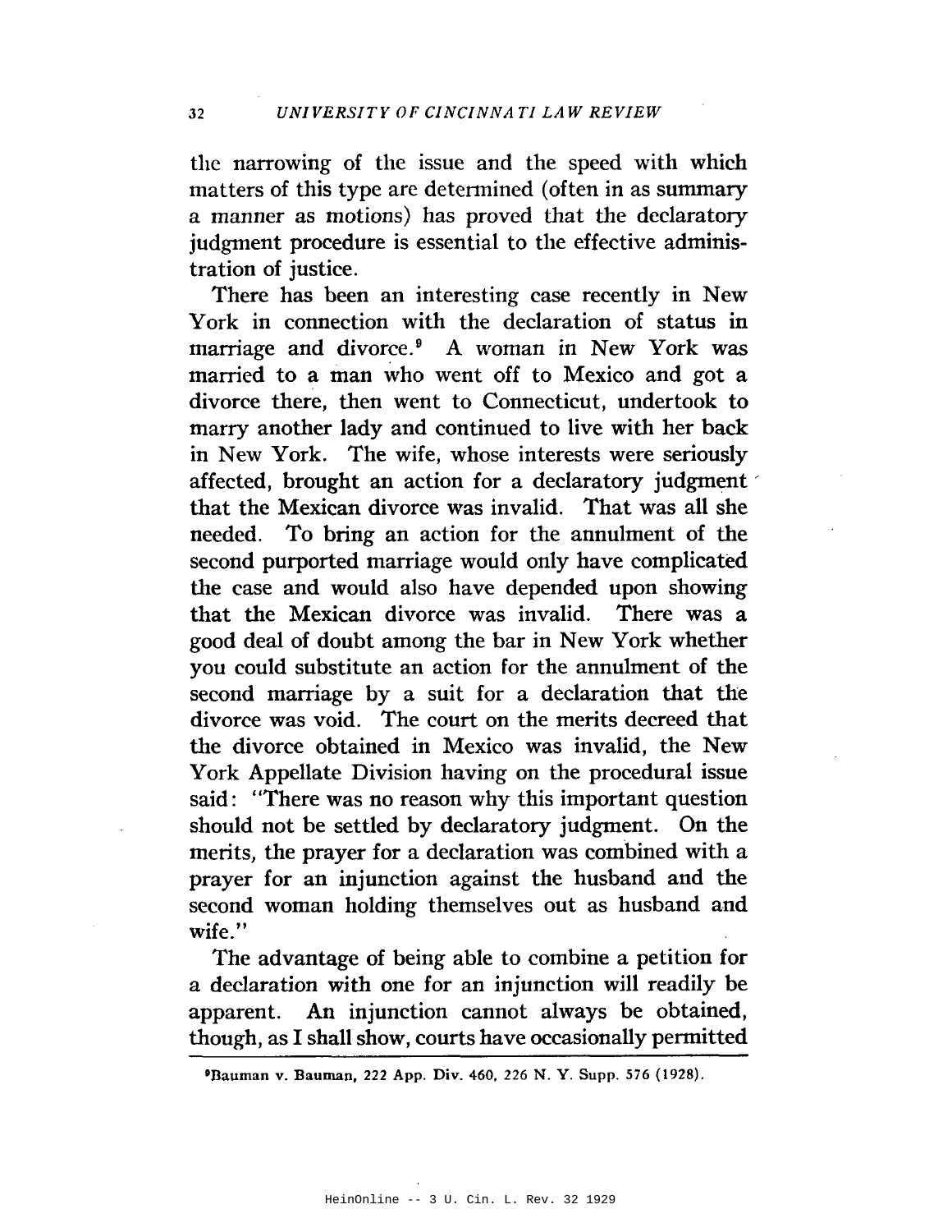the narrowing of the issue and the speed with which matters of this type are determined (often in as summary a manner as motions) has proved that the declaratory judgment procedure is essential to the effective administration of justice.

There has been an interesting case recently in New York in connection with the declaration of status in marriage and divorce.[9] A woman in New York was married to a man who went off to Mexico and got a divorce there, then went to Connecticut, undertook to marry another lady and continued to live with her back in New York. The wife, whose interests were seriously affected, brought an action for a declaratory judgment that the Mexican divorce was invalid. That was all she needed. To bring an action for the annulment of the second purported marriage would only have complicated the case and would also have depended upon showing that the Mexican divorce was invalid. There was a good deal of doubt among the bar in New York whether you could substitute an action for the annulment of the second marriage by a suit for a declaration that the divorce was void. The court on the merits decreed that the divorce obtained in Mexico was invalid, the New York Appellate Division having on the procedural issue said: "There was no reason why this important question should not be settled by declaratory judgment. On the merits, the prayer for a declaration was combined with a prayer for an injunction against the husband and the second woman holding themselves out as husband and wife."

The advantage of being able to combine a petition for a declaration with one for an injunction will readily be apparent. An injunction cannot always be obtained, though, as I shall show, courts have occasionally permitted

---

[9] Bauman v. Bauman, 222 App. Div. 460, 226 N. Y. Supp. 576 (1928).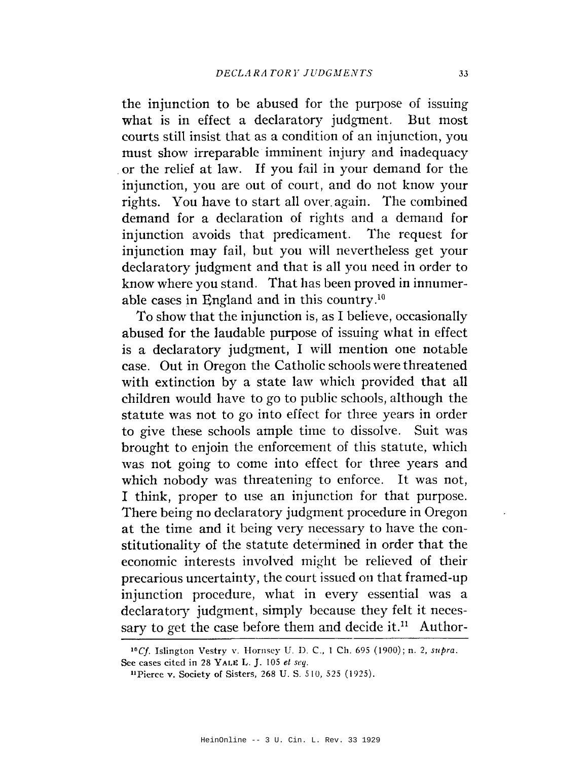the injunction to be abused for the purpose of issuing what is in effect a declaratory judgment. But most courts still insist that as a condition of an injunction, you must show irreparable imminent injury and inadequacy or the relief at law. If you fail in your demand for the injunction, you are out of court, and do not know your rights. You have to start all over again. The combined demand for a declaration of rights and a demand for injunction avoids that predicament. The request for injunction may fail, but you will nevertheless get your declaratory judgment and that is all you need in order to know where you stand. That has been proved in innumerable cases in England and in this country.[10]

To show that the injunction is, as I believe, occasionally abused for the laudable purpose of issuing what in effect is a declaratory judgment, I will mention one notable case. Out in Oregon the Catholic schools were threatened with extinction by a state law which provided that all children would have to go to public schools, although the statute was not to go into effect for three years in order to give these schools ample time to dissolve. Suit was brought to enjoin the enforcement of this statute, which was not going to come into effect for three years and which nobody was threatening to enforce. It was not, I think, proper to use an injunction for that purpose. There being no declaratory judgment procedure in Oregon at the time and it being very necessary to have the constitutionality of the statute determined in order that the economic interests involved might be relieved of their precarious uncertainty, the court issued on that framed-up injunction procedure, what in every essential was a declaratory judgment, simply because they felt it necessary to get the case before them and decide it.[11] Author-

[10] *Cf.* Islington Vestry v. Hornsey U. D. C., 1 Ch. 695 (1900); n. 2, *supra*. See cases cited in 28 YALE L. J. 105 *et seq.*

[11] Pierce v. Society of Sisters, 268 U. S. 510, 525 (1925).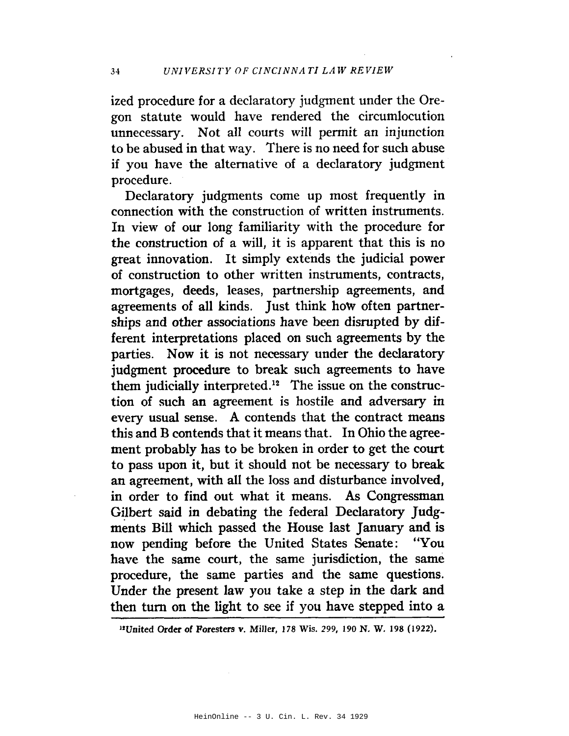ized procedure for a declaratory judgment under the Oregon statute would have rendered the circumlocution unnecessary. Not all courts will permit an injunction to be abused in that way. There is no need for such abuse if you have the alternative of a declaratory judgment procedure.

Declaratory judgments come up most frequently in connection with the construction of written instruments. In view of our long familiarity with the procedure for the construction of a will, it is apparent that this is no great innovation. It simply extends the judicial power of construction to other written instruments, contracts, mortgages, deeds, leases, partnership agreements, and agreements of all kinds. Just think how often partnerships and other associations have been disrupted by different interpretations placed on such agreements by the parties. Now it is not necessary under the declaratory judgment procedure to break such agreements to have them judicially interpreted.[12] The issue on the construction of such an agreement is hostile and adversary in every usual sense. A contends that the contract means this and B contends that it means that. In Ohio the agreement probably has to be broken in order to get the court to pass upon it, but it should not be necessary to break an agreement, with all the loss and disturbance involved, in order to find out what it means. As Congressman Gilbert said in debating the federal Declaratory Judgments Bill which passed the House last January and is now pending before the United States Senate: "You have the same court, the same jurisdiction, the same procedure, the same parties and the same questions. Under the present law you take a step in the dark and then turn on the light to see if you have stepped into a

[12] United Order of Foresters v. Miller, 178 Wis. 299, 190 N. W. 198 (1922).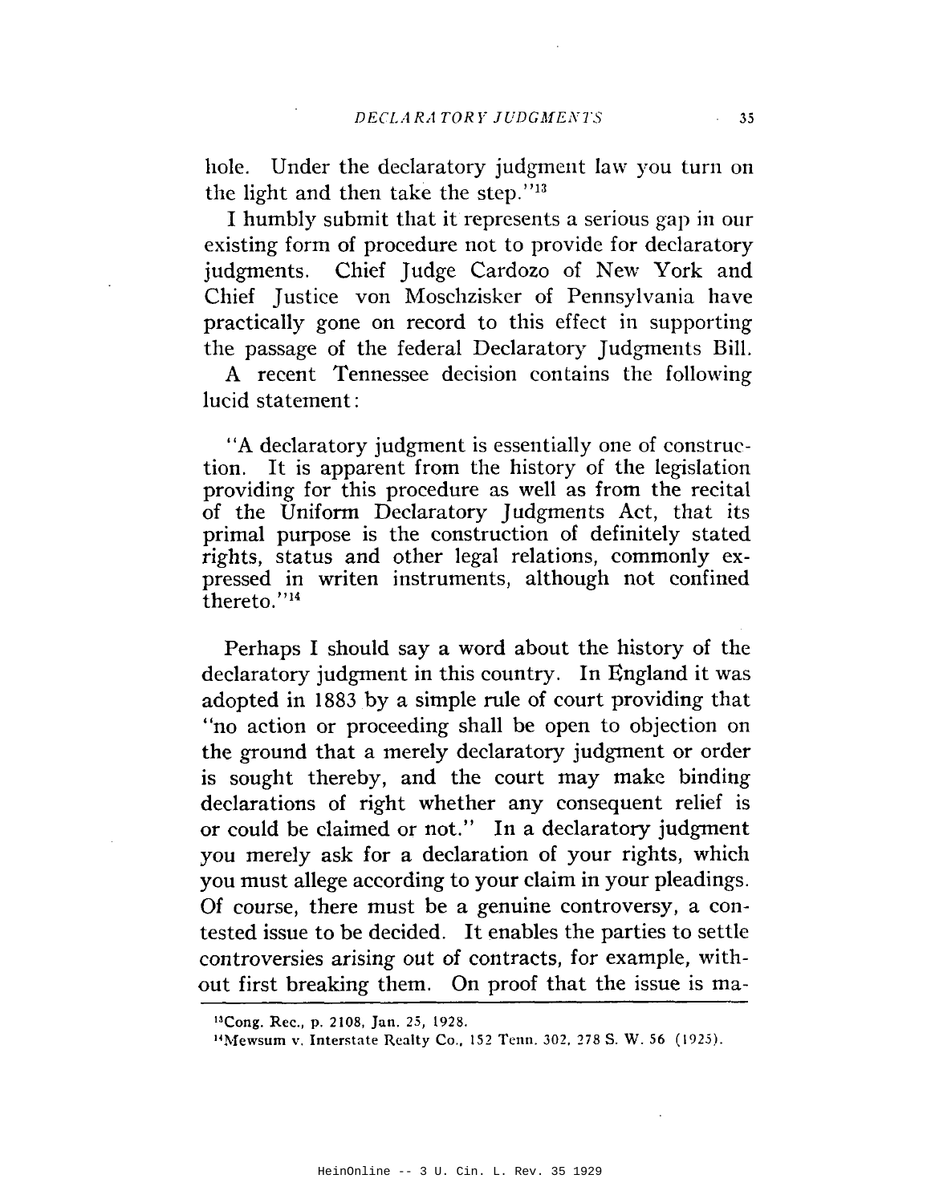hole. Under the declaratory judgment law you turn on the light and then take the step."[13]

I humbly submit that it represents a serious gap in our existing form of procedure not to provide for declaratory judgments. Chief Judge Cardozo of New York and Chief Justice von Moschzisker of Pennsylvania have practically gone on record to this effect in supporting the passage of the federal Declaratory Judgments Bill.

A recent Tennessee decision contains the following lucid statement:

> "A declaratory judgment is essentially one of construction. It is apparent from the history of the legislation providing for this procedure as well as from the recital of the Uniform Declaratory Judgments Act, that its primal purpose is the construction of definitely stated rights, status and other legal relations, commonly expressed in writen instruments, although not confined thereto."[14]

Perhaps I should say a word about the history of the declaratory judgment in this country. In England it was adopted in 1883 by a simple rule of court providing that "no action or proceeding shall be open to objection on the ground that a merely declaratory judgment or order is sought thereby, and the court may make binding declarations of right whether any consequent relief is or could be claimed or not." In a declaratory judgment you merely ask for a declaration of your rights, which you must allege according to your claim in your pleadings. Of course, there must be a genuine controversy, a contested issue to be decided. It enables the parties to settle controversies arising out of contracts, for example, without first breaking them. On proof that the issue is ma-

---

[13] Cong. Rec., p. 2108, Jan. 25, 1928.

[14] Mewsum v. Interstate Realty Co., 152 Tenn. 302, 278 S. W. 56 (1925).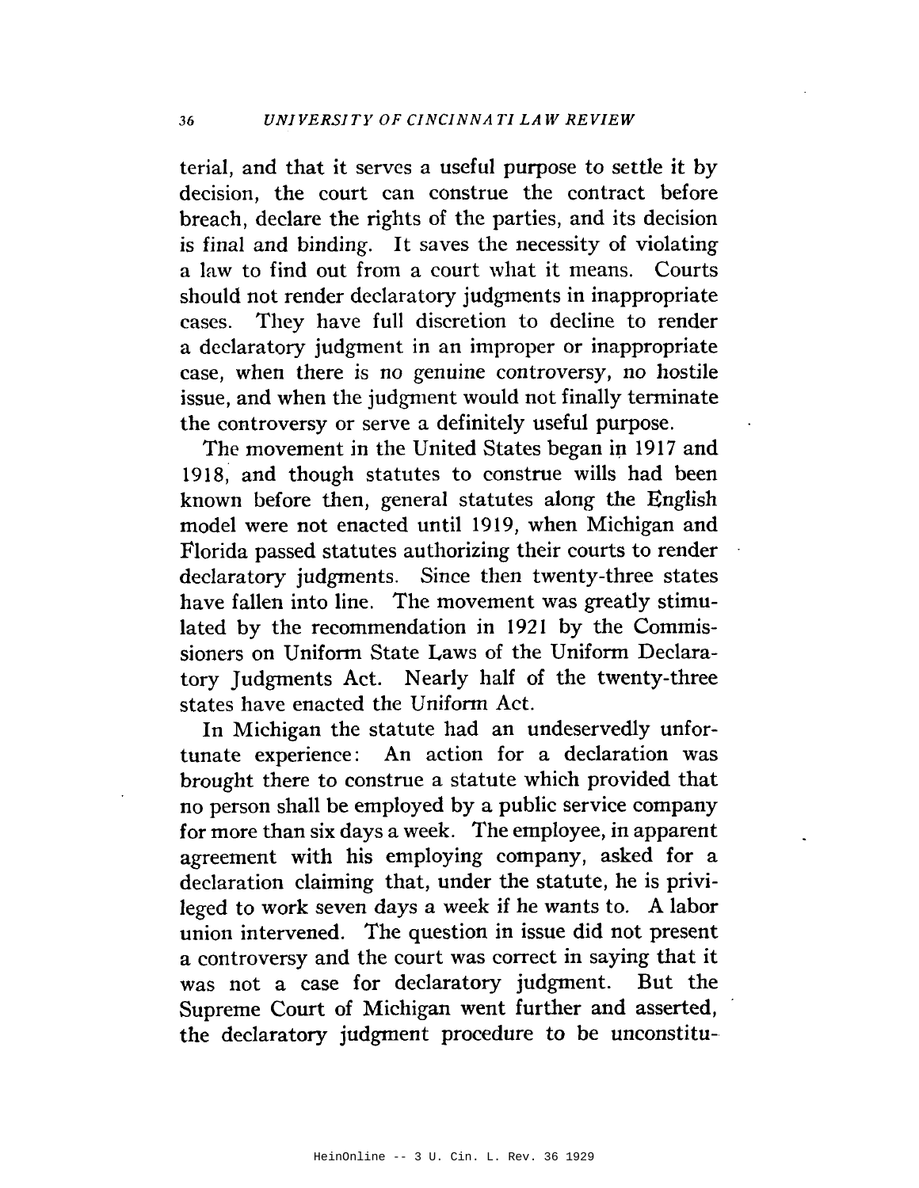terial, and that it serves a useful purpose to settle it by decision, the court can construe the contract before breach, declare the rights of the parties, and its decision is final and binding. It saves the necessity of violating a law to find out from a court what it means. Courts should not render declaratory judgments in inappropriate cases. They have full discretion to decline to render a declaratory judgment in an improper or inappropriate case, when there is no genuine controversy, no hostile issue, and when the judgment would not finally terminate the controversy or serve a definitely useful purpose.

The movement in the United States began in 1917 and 1918, and though statutes to construe wills had been known before then, general statutes along the English model were not enacted until 1919, when Michigan and Florida passed statutes authorizing their courts to render declaratory judgments. Since then twenty-three states have fallen into line. The movement was greatly stimulated by the recommendation in 1921 by the Commissioners on Uniform State Laws of the Uniform Declaratory Judgments Act. Nearly half of the twenty-three states have enacted the Uniform Act.

In Michigan the statute had an undeservedly unfortunate experience: An action for a declaration was brought there to construe a statute which provided that no person shall be employed by a public service company for more than six days a week. The employee, in apparent agreement with his employing company, asked for a declaration claiming that, under the statute, he is privileged to work seven days a week if he wants to. A labor union intervened. The question in issue did not present a controversy and the court was correct in saying that it was not a case for declaratory judgment. But the Supreme Court of Michigan went further and asserted, the declaratory judgment procedure to be unconstitu-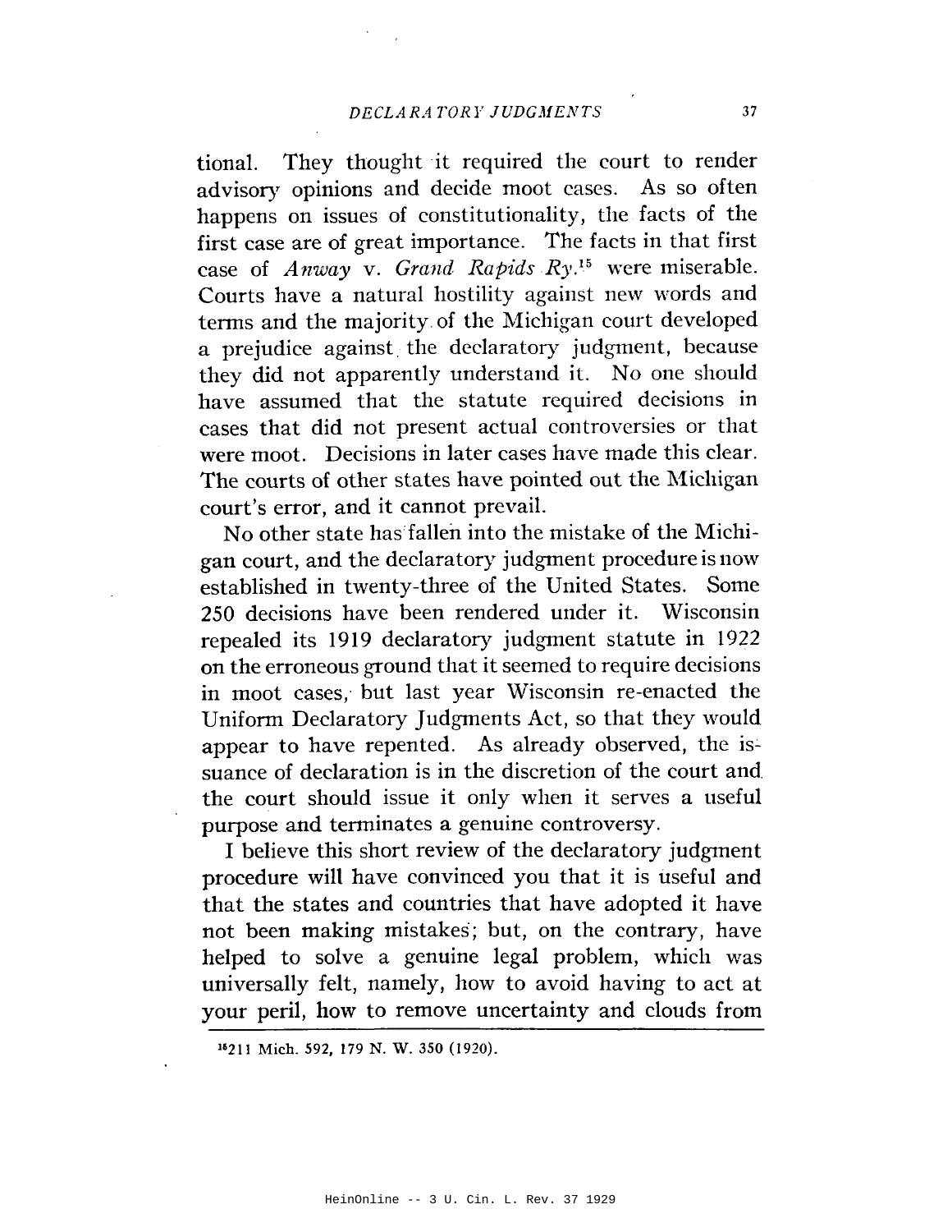tional. They thought it required the court to render advisory opinions and decide moot cases. As so often happens on issues of constitutionality, the facts of the first case are of great importance. The facts in that first case of *Anway* v. *Grand Rapids Ry.*[15] were miserable. Courts have a natural hostility against new words and terms and the majority of the Michigan court developed a prejudice against the declaratory judgment, because they did not apparently understand it. No one should have assumed that the statute required decisions in cases that did not present actual controversies or that were moot. Decisions in later cases have made this clear. The courts of other states have pointed out the Michigan court's error, and it cannot prevail.

No other state has fallen into the mistake of the Michigan court, and the declaratory judgment procedure is now established in twenty-three of the United States. Some 250 decisions have been rendered under it. Wisconsin repealed its 1919 declaratory judgment statute in 1922 on the erroneous ground that it seemed to require decisions in moot cases, but last year Wisconsin re-enacted the Uniform Declaratory Judgments Act, so that they would appear to have repented. As already observed, the issuance of declaration is in the discretion of the court and the court should issue it only when it serves a useful purpose and terminates a genuine controversy.

I believe this short review of the declaratory judgment procedure will have convinced you that it is useful and that the states and countries that have adopted it have not been making mistakes; but, on the contrary, have helped to solve a genuine legal problem, which was universally felt, namely, how to avoid having to act at your peril, how to remove uncertainty and clouds from

---

[15] 211 Mich. 592, 179 N. W. 350 (1920).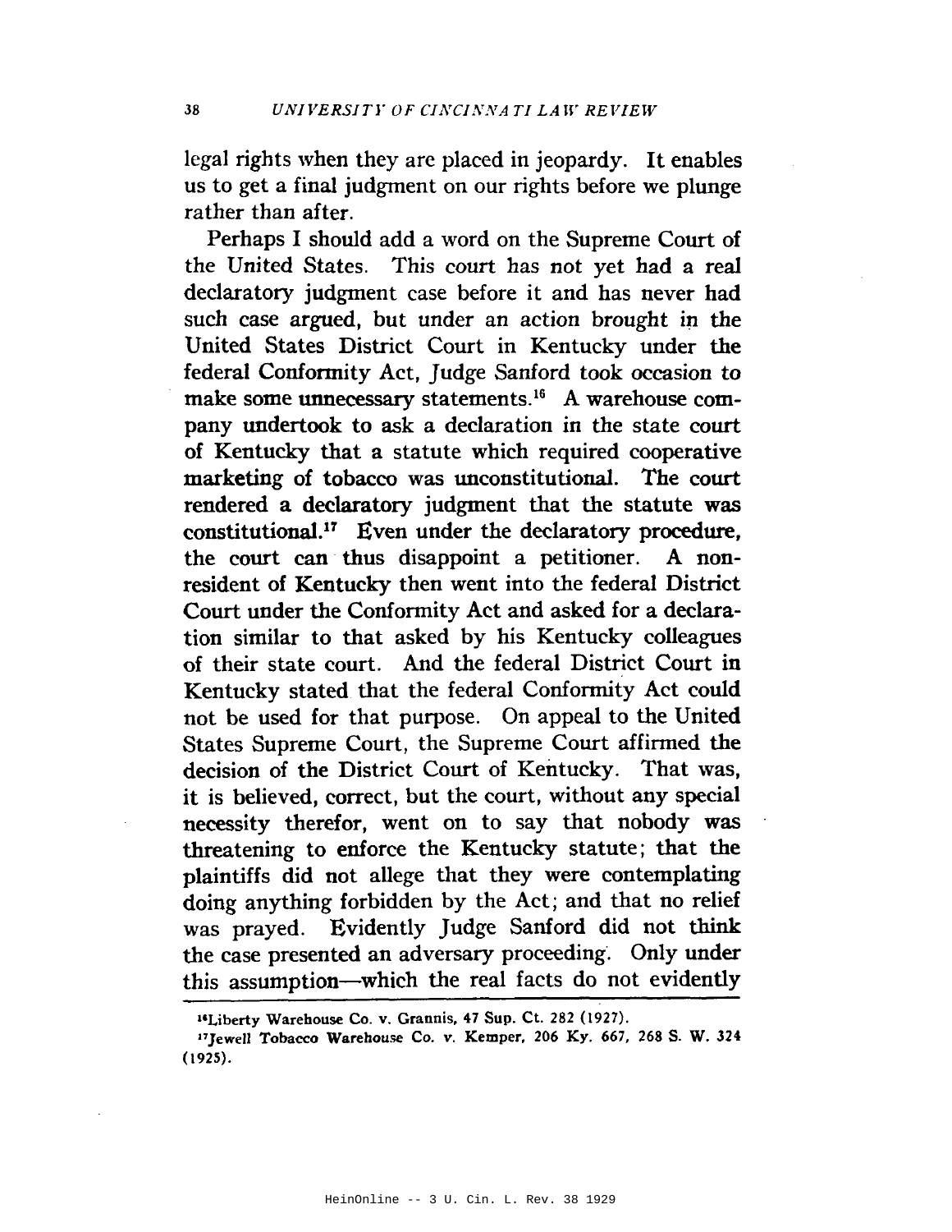legal rights when they are placed in jeopardy. It enables us to get a final judgment on our rights before we plunge rather than after.

Perhaps I should add a word on the Supreme Court of the United States. This court has not yet had a real declaratory judgment case before it and has never had such case argued, but under an action brought in the United States District Court in Kentucky under the federal Conformity Act, Judge Sanford took occasion to make some unnecessary statements.[16] A warehouse company undertook to ask a declaration in the state court of Kentucky that a statute which required cooperative marketing of tobacco was unconstitutional. The court rendered a declaratory judgment that the statute was constitutional.[17] Even under the declaratory procedure, the court can thus disappoint a petitioner. A non-resident of Kentucky then went into the federal District Court under the Conformity Act and asked for a declaration similar to that asked by his Kentucky colleagues of their state court. And the federal District Court in Kentucky stated that the federal Conformity Act could not be used for that purpose. On appeal to the United States Supreme Court, the Supreme Court affirmed the decision of the District Court of Kentucky. That was, it is believed, correct, but the court, without any special necessity therefor, went on to say that nobody was threatening to enforce the Kentucky statute; that the plaintiffs did not allege that they were contemplating doing anything forbidden by the Act; and that no relief was prayed. Evidently Judge Sanford did not think the case presented an adversary proceeding. Only under this assumption—which the real facts do not evidently

---

[16] Liberty Warehouse Co. v. Grannis, 47 Sup. Ct. 282 (1927).

[17] Jewell Tobacco Warehouse Co. v. Kemper, 206 Ky. 667, 268 S. W. 324 (1925).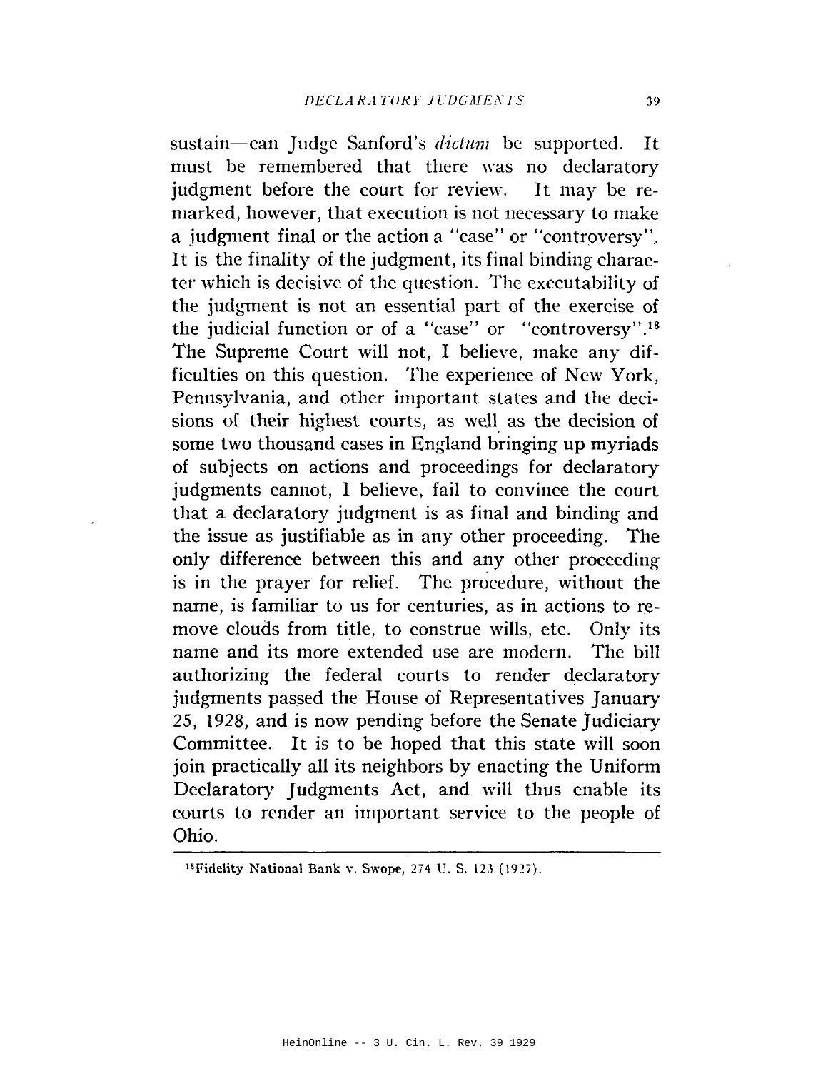sustain—can Judge Sanford's *dictum* be supported. It must be remembered that there was no declaratory judgment before the court for review. It may be remarked, however, that execution is not necessary to make a judgment final or the action a "case" or "controversy". It is the finality of the judgment, its final binding character which is decisive of the question. The executability of the judgment is not an essential part of the exercise of the judicial function or of a "case" or "controversy".[18] The Supreme Court will not, I believe, make any difficulties on this question. The experience of New York, Pennsylvania, and other important states and the decisions of their highest courts, as well as the decision of some two thousand cases in England bringing up myriads of subjects on actions and proceedings for declaratory judgments cannot, I believe, fail to convince the court that a declaratory judgment is as final and binding and the issue as justifiable as in any other proceeding. The only difference between this and any other proceeding is in the prayer for relief. The procedure, without the name, is familiar to us for centuries, as in actions to remove clouds from title, to construe wills, etc. Only its name and its more extended use are modern. The bill authorizing the federal courts to render declaratory judgments passed the House of Representatives January 25, 1928, and is now pending before the Senate Judiciary Committee. It is to be hoped that this state will soon join practically all its neighbors by enacting the Uniform Declaratory Judgments Act, and will thus enable its courts to render an important service to the people of Ohio.

---

[18]Fidelity National Bank v. Swope, 274 U. S. 123 (1927).